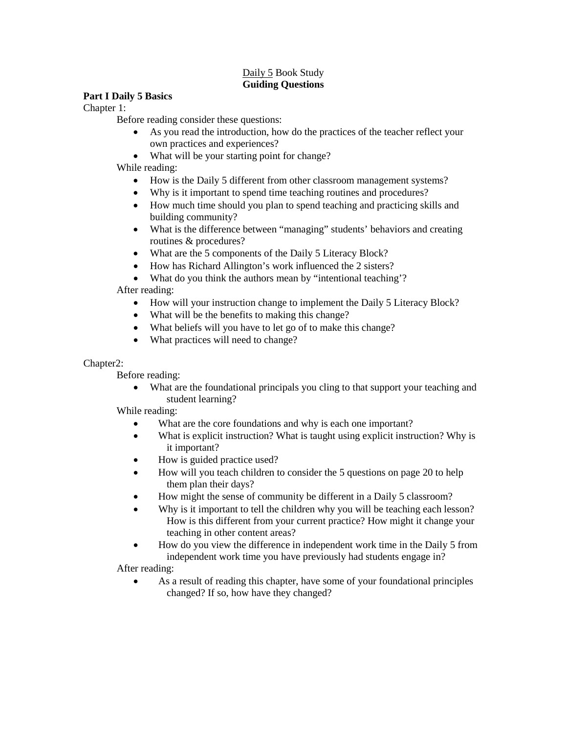# Daily 5 Book Study
## **Guiding Questions**

### **Part I Daily 5 Basics**

Chapter 1:

Before reading consider these questions:

- As you read the introduction, how do the practices of the teacher reflect your own practices and experiences?
- What will be your starting point for change?

While reading:

- How is the Daily 5 different from other classroom management systems?
- Why is it important to spend time teaching routines and procedures?
- How much time should you plan to spend teaching and practicing skills and building community?
- What is the difference between "managing" students' behaviors and creating routines & procedures?
- What are the 5 components of the Daily 5 Literacy Block?
- How has Richard Allington's work influenced the 2 sisters?
- What do you think the authors mean by "intentional teaching'?

After reading:

- How will your instruction change to implement the Daily 5 Literacy Block?
- What will be the benefits to making this change?
- What beliefs will you have to let go of to make this change?
- What practices will need to change?

Chapter2:

Before reading:

- What are the foundational principals you cling to that support your teaching and student learning?

While reading:

- What are the core foundations and why is each one important?
- What is explicit instruction? What is taught using explicit instruction? Why is it important?
- How is guided practice used?
- How will you teach children to consider the 5 questions on page 20 to help them plan their days?
- How might the sense of community be different in a Daily 5 classroom?
- Why is it important to tell the children why you will be teaching each lesson? How is this different from your current practice? How might it change your teaching in other content areas?
- How do you view the difference in independent work time in the Daily 5 from independent work time you have previously had students engage in?

After reading:

- As a result of reading this chapter, have some of your foundational principles changed? If so, how have they changed?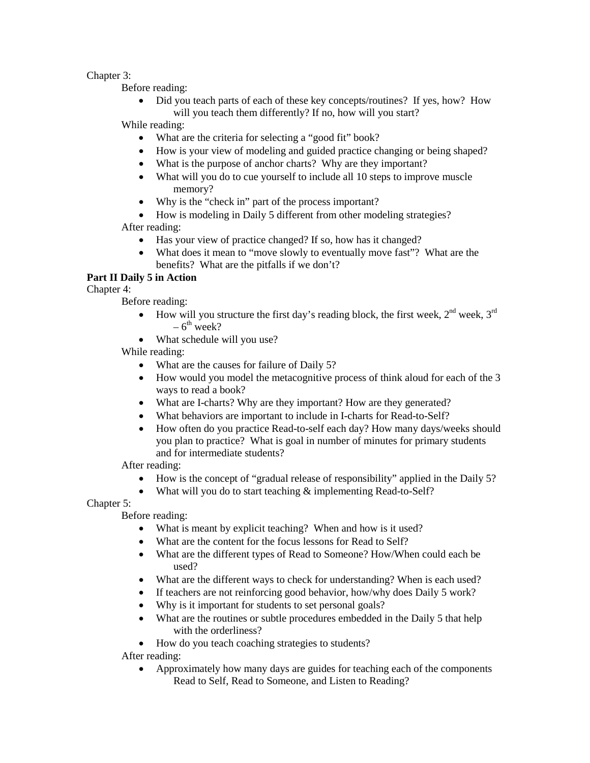Chapter 3:

Before reading:

- Did you teach parts of each of these key concepts/routines? If yes, how? How will you teach them differently? If no, how will you start?

While reading:

- What are the criteria for selecting a "good fit" book?
- How is your view of modeling and guided practice changing or being shaped?
- What is the purpose of anchor charts? Why are they important?
- What will you do to cue yourself to include all 10 steps to improve muscle memory?
- Why is the "check in" part of the process important?
- How is modeling in Daily 5 different from other modeling strategies?

After reading:

- Has your view of practice changed? If so, how has it changed?
- What does it mean to "move slowly to eventually move fast"? What are the benefits? What are the pitfalls if we don't?

**Part II Daily 5 in Action**

Chapter 4:

Before reading:

- How will you structure the first day's reading block, the first week, 2nd week, 3rd – 6th week?
- What schedule will you use?

While reading:

- What are the causes for failure of Daily 5?
- How would you model the metacognitive process of think aloud for each of the 3 ways to read a book?
- What are I-charts? Why are they important? How are they generated?
- What behaviors are important to include in I-charts for Read-to-Self?
- How often do you practice Read-to-self each day? How many days/weeks should you plan to practice? What is goal in number of minutes for primary students and for intermediate students?

After reading:

- How is the concept of "gradual release of responsibility" applied in the Daily 5?
- What will you do to start teaching & implementing Read-to-Self?

Chapter 5:

Before reading:

- What is meant by explicit teaching? When and how is it used?
- What are the content for the focus lessons for Read to Self?
- What are the different types of Read to Someone? How/When could each be used?
- What are the different ways to check for understanding? When is each used?
- If teachers are not reinforcing good behavior, how/why does Daily 5 work?
- Why is it important for students to set personal goals?
- What are the routines or subtle procedures embedded in the Daily 5 that help with the orderliness?
- How do you teach coaching strategies to students?

After reading:

- Approximately how many days are guides for teaching each of the components Read to Self, Read to Someone, and Listen to Reading?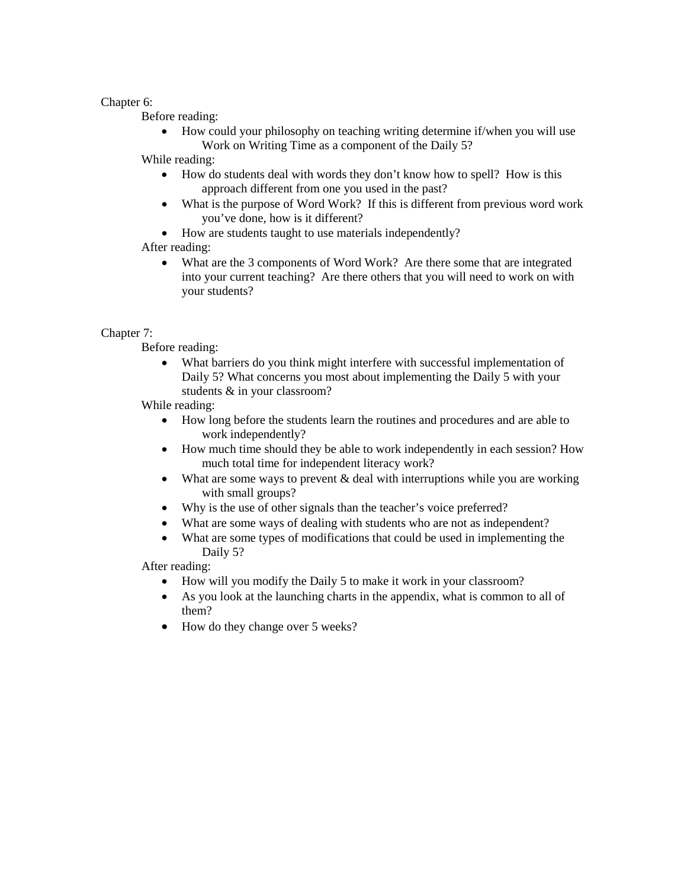Chapter 6:

Before reading:

- How could your philosophy on teaching writing determine if/when you will use Work on Writing Time as a component of the Daily 5?

While reading:

- How do students deal with words they don't know how to spell? How is this approach different from one you used in the past?
- What is the purpose of Word Work? If this is different from previous word work you've done, how is it different?
- How are students taught to use materials independently?

After reading:

- What are the 3 components of Word Work? Are there some that are integrated into your current teaching? Are there others that you will need to work on with your students?

Chapter 7:

Before reading:

- What barriers do you think might interfere with successful implementation of Daily 5? What concerns you most about implementing the Daily 5 with your students & in your classroom?

While reading:

- How long before the students learn the routines and procedures and are able to work independently?
- How much time should they be able to work independently in each session? How much total time for independent literacy work?
- What are some ways to prevent & deal with interruptions while you are working with small groups?
- Why is the use of other signals than the teacher's voice preferred?
- What are some ways of dealing with students who are not as independent?
- What are some types of modifications that could be used in implementing the Daily 5?

After reading:

- How will you modify the Daily 5 to make it work in your classroom?
- As you look at the launching charts in the appendix, what is common to all of them?
- How do they change over 5 weeks?